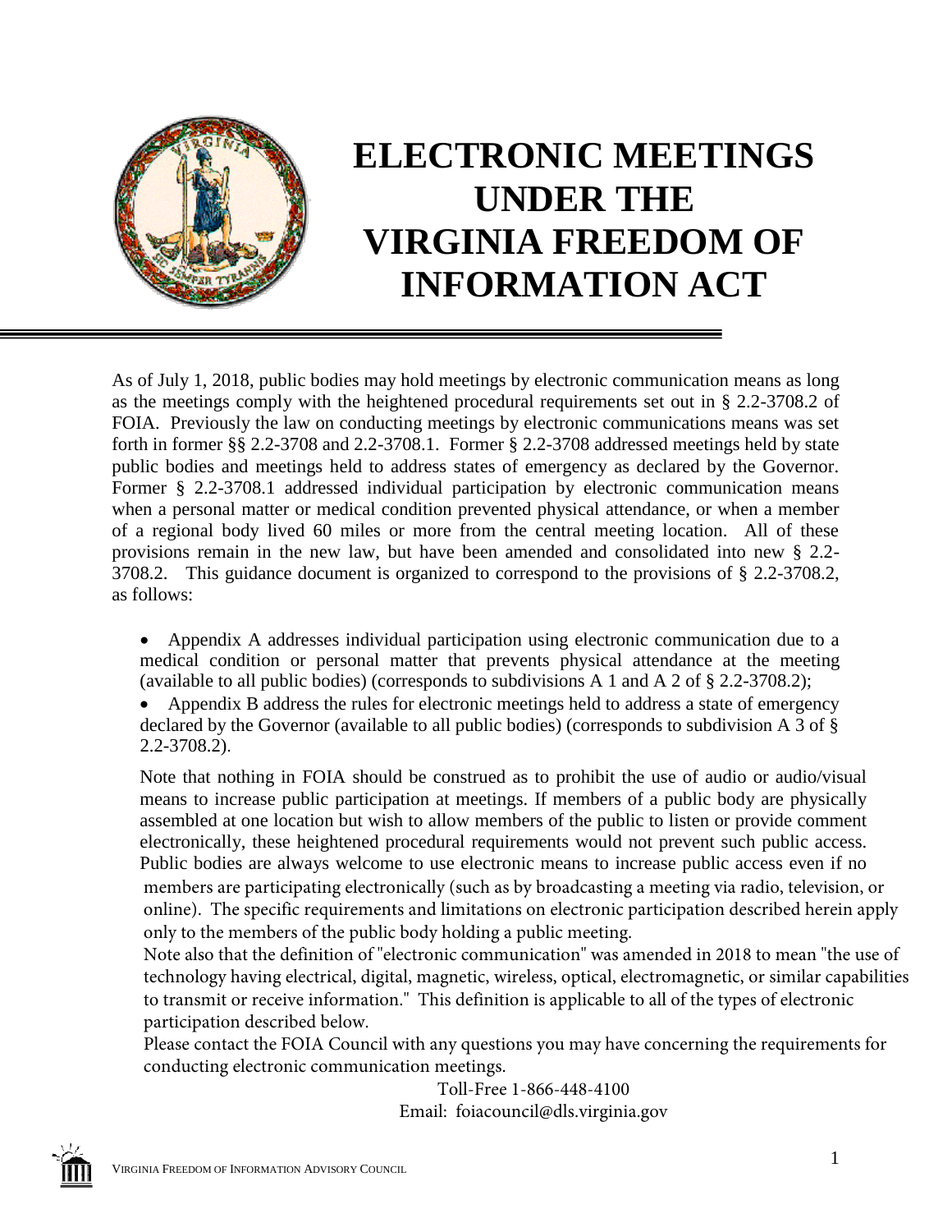# ELECTRONIC MEETINGS UNDER THE VIRGINIA FREEDOM OF INFORMATION ACT

As of July 1, 2018, public bodies may hold meetings by electronic communication means as long as the meetings comply with the heightened procedural requirements set out in § 2.2-3708.2 of FOIA. Previously the law on conducting meetings by electronic communications means was set forth in former §§ 2.2-3708 and 2.2-3708.1. Former § 2.2-3708 addressed meetings held by state public bodies and meetings held to address states of emergency as declared by the Governor. Former § 2.2-3708.1 addressed individual participation by electronic communication means when a personal matter or medical condition prevented physical attendance, or when a member of a regional body lived 60 miles or more from the central meeting location. All of these provisions remain in the new law, but have been amended and consolidated into new § 2.2-3708.2. This guidance document is organized to correspond to the provisions of § 2.2-3708.2, as follows:

- Appendix A addresses individual participation using electronic communication due to a medical condition or personal matter that prevents physical attendance at the meeting (available to all public bodies) (corresponds to subdivisions A 1 and A 2 of § 2.2-3708.2);
- Appendix B address the rules for electronic meetings held to address a state of emergency declared by the Governor (available to all public bodies) (corresponds to subdivision A 3 of § 2.2-3708.2).

Note that nothing in FOIA should be construed as to prohibit the use of audio or audio/visual means to increase public participation at meetings. If members of a public body are physically assembled at one location but wish to allow members of the public to listen or provide comment electronically, these heightened procedural requirements would not prevent such public access. Public bodies are always welcome to use electronic means to increase public access even if no members are participating electronically (such as by broadcasting a meeting via radio, television, or online). The specific requirements and limitations on electronic participation described herein apply only to the members of the public body holding a public meeting.

Note also that the definition of "electronic communication" was amended in 2018 to mean "the use of technology having electrical, digital, magnetic, wireless, optical, electromagnetic, or similar capabilities to transmit or receive information." This definition is applicable to all of the types of electronic participation described below.

Please contact the FOIA Council with any questions you may have concerning the requirements for conducting electronic communication meetings.

Toll-Free 1-866-448-4100
Email: foiacouncil@dls.virginia.gov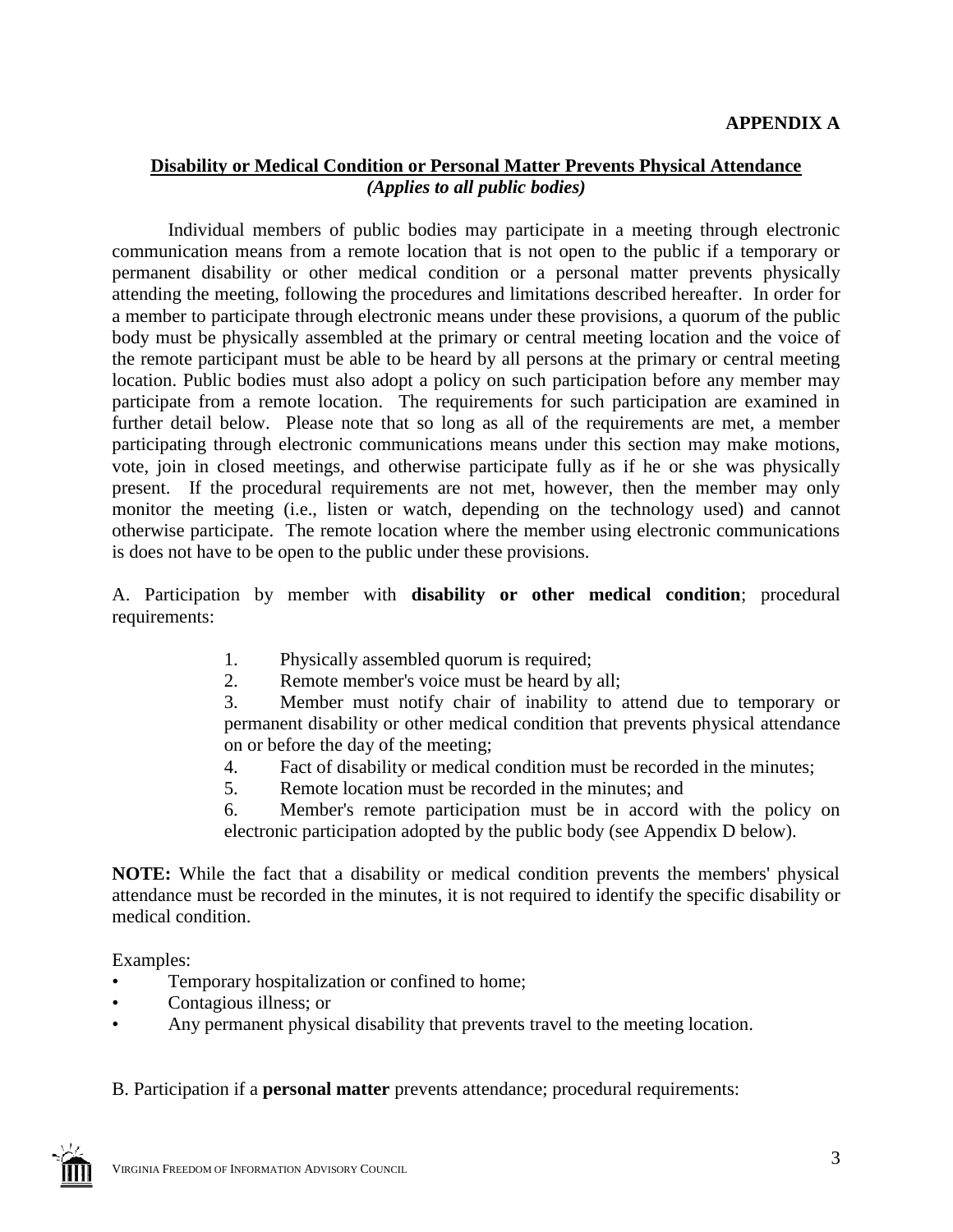## APPENDIX A

### Disability or Medical Condition or Personal Matter Prevents Physical Attendance
***(Applies to all public bodies)***

Individual members of public bodies may participate in a meeting through electronic communication means from a remote location that is not open to the public if a temporary or permanent disability or other medical condition or a personal matter prevents physically attending the meeting, following the procedures and limitations described hereafter. In order for a member to participate through electronic means under these provisions, a quorum of the public body must be physically assembled at the primary or central meeting location and the voice of the remote participant must be able to be heard by all persons at the primary or central meeting location. Public bodies must also adopt a policy on such participation before any member may participate from a remote location. The requirements for such participation are examined in further detail below. Please note that so long as all of the requirements are met, a member participating through electronic communications means under this section may make motions, vote, join in closed meetings, and otherwise participate fully as if he or she was physically present. If the procedural requirements are not met, however, then the member may only monitor the meeting (i.e., listen or watch, depending on the technology used) and cannot otherwise participate. The remote location where the member using electronic communications is does not have to be open to the public under these provisions.

A. Participation by member with **disability or other medical condition**; procedural requirements:

1. Physically assembled quorum is required;
2. Remote member's voice must be heard by all;
3. Member must notify chair of inability to attend due to temporary or permanent disability or other medical condition that prevents physical attendance on or before the day of the meeting;
4. Fact of disability or medical condition must be recorded in the minutes;
5. Remote location must be recorded in the minutes; and
6. Member's remote participation must be in accord with the policy on electronic participation adopted by the public body (see Appendix D below).

**NOTE:** While the fact that a disability or medical condition prevents the members' physical attendance must be recorded in the minutes, it is not required to identify the specific disability or medical condition.

Examples:

- Temporary hospitalization or confined to home;
- Contagious illness; or
- Any permanent physical disability that prevents travel to the meeting location.

B. Participation if a **personal matter** prevents attendance; procedural requirements: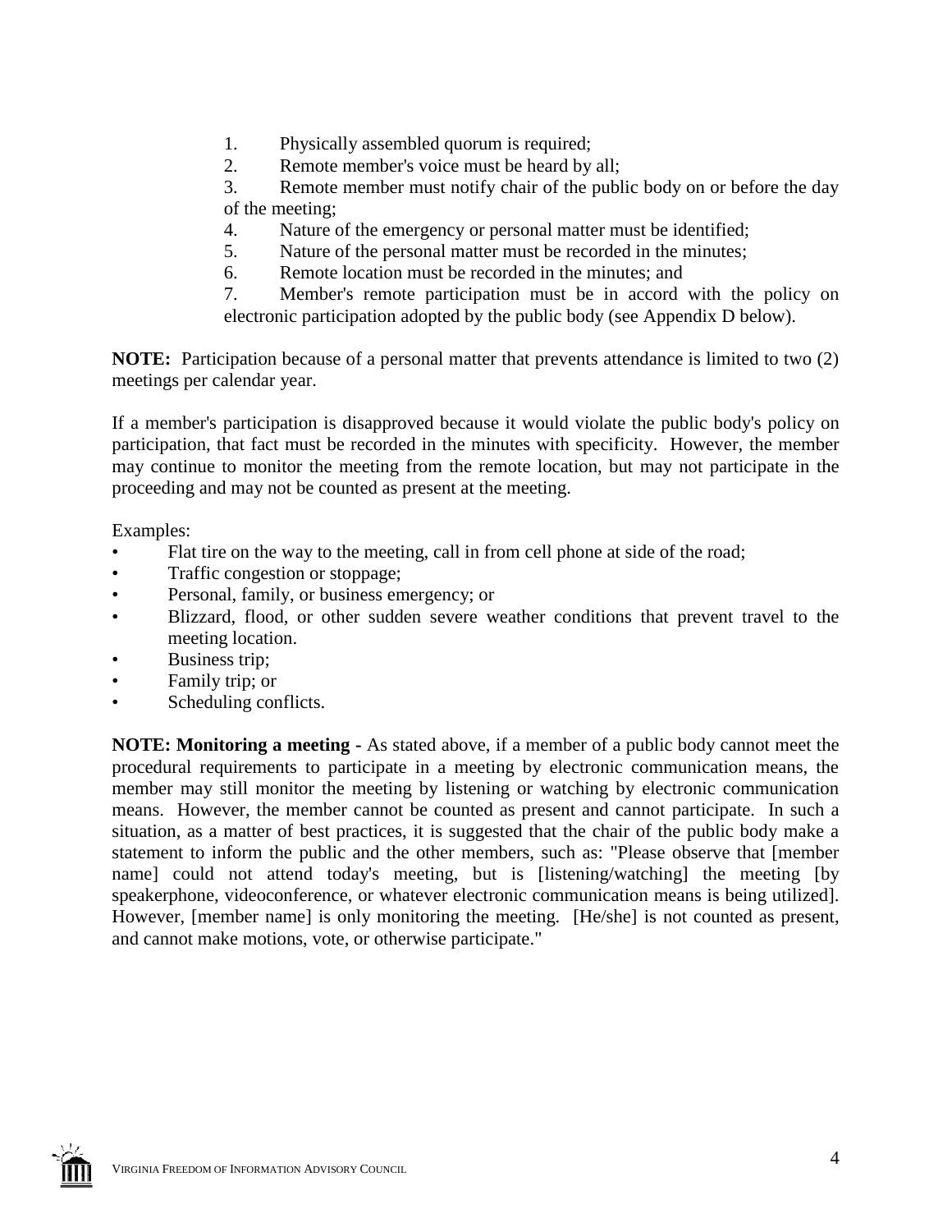1. Physically assembled quorum is required;
2. Remote member's voice must be heard by all;
3. Remote member must notify chair of the public body on or before the day of the meeting;
4. Nature of the emergency or personal matter must be identified;
5. Nature of the personal matter must be recorded in the minutes;
6. Remote location must be recorded in the minutes; and
7. Member's remote participation must be in accord with the policy on electronic participation adopted by the public body (see Appendix D below).

**NOTE:** Participation because of a personal matter that prevents attendance is limited to two (2) meetings per calendar year.

If a member's participation is disapproved because it would violate the public body's policy on participation, that fact must be recorded in the minutes with specificity. However, the member may continue to monitor the meeting from the remote location, but may not participate in the proceeding and may not be counted as present at the meeting.

Examples:

- Flat tire on the way to the meeting, call in from cell phone at side of the road;
- Traffic congestion or stoppage;
- Personal, family, or business emergency; or
- Blizzard, flood, or other sudden severe weather conditions that prevent travel to the meeting location.
- Business trip;
- Family trip; or
- Scheduling conflicts.

**NOTE: Monitoring a meeting** - As stated above, if a member of a public body cannot meet the procedural requirements to participate in a meeting by electronic communication means, the member may still monitor the meeting by listening or watching by electronic communication means. However, the member cannot be counted as present and cannot participate. In such a situation, as a matter of best practices, it is suggested that the chair of the public body make a statement to inform the public and the other members, such as: "Please observe that [member name] could not attend today's meeting, but is [listening/watching] the meeting [by speakerphone, videoconference, or whatever electronic communication means is being utilized]. However, [member name] is only monitoring the meeting. [He/she] is not counted as present, and cannot make motions, vote, or otherwise participate."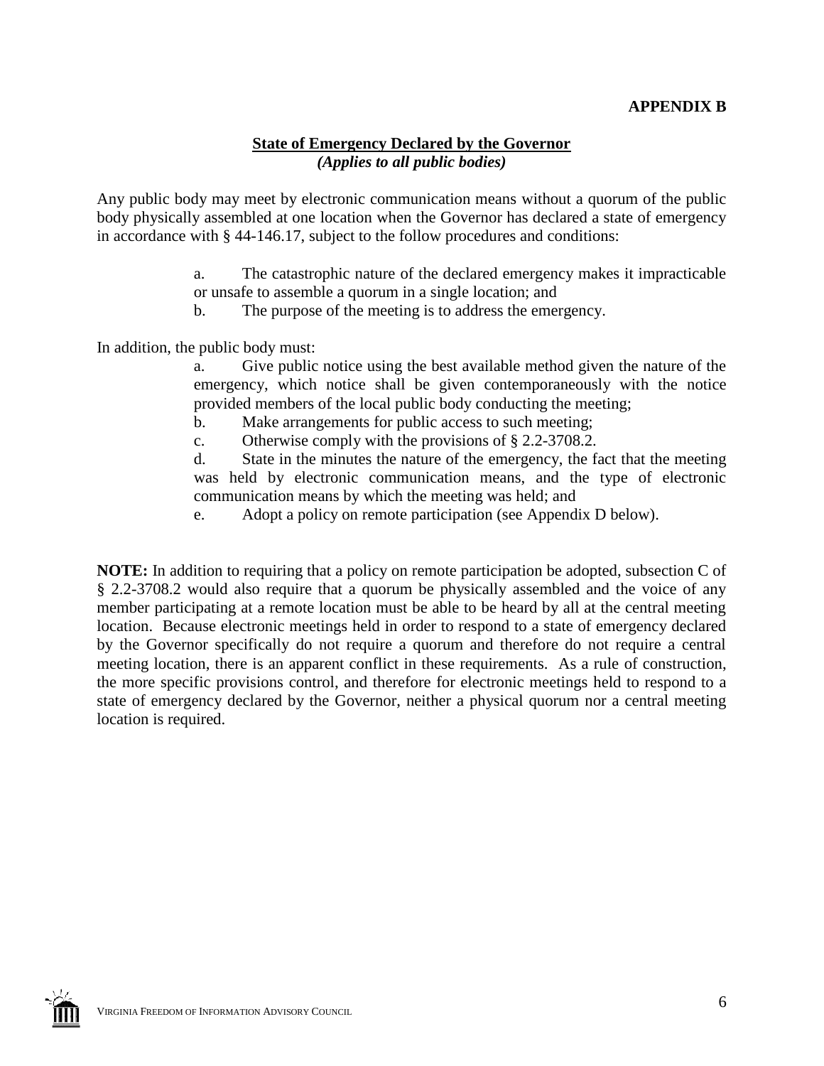**APPENDIX B**

## State of Emergency Declared by the Governor

***(Applies to all public bodies)***

Any public body may meet by electronic communication means without a quorum of the public body physically assembled at one location when the Governor has declared a state of emergency in accordance with § 44-146.17, subject to the follow procedures and conditions:

a. The catastrophic nature of the declared emergency makes it impracticable or unsafe to assemble a quorum in a single location; and

b. The purpose of the meeting is to address the emergency.

In addition, the public body must:

a. Give public notice using the best available method given the nature of the emergency, which notice shall be given contemporaneously with the notice provided members of the local public body conducting the meeting;

b. Make arrangements for public access to such meeting;

c. Otherwise comply with the provisions of § 2.2-3708.2.

d. State in the minutes the nature of the emergency, the fact that the meeting was held by electronic communication means, and the type of electronic communication means by which the meeting was held; and

e. Adopt a policy on remote participation (see Appendix D below).

**NOTE:** In addition to requiring that a policy on remote participation be adopted, subsection C of § 2.2-3708.2 would also require that a quorum be physically assembled and the voice of any member participating at a remote location must be able to be heard by all at the central meeting location. Because electronic meetings held in order to respond to a state of emergency declared by the Governor specifically do not require a quorum and therefore do not require a central meeting location, there is an apparent conflict in these requirements. As a rule of construction, the more specific provisions control, and therefore for electronic meetings held to respond to a state of emergency declared by the Governor, neither a physical quorum nor a central meeting location is required.